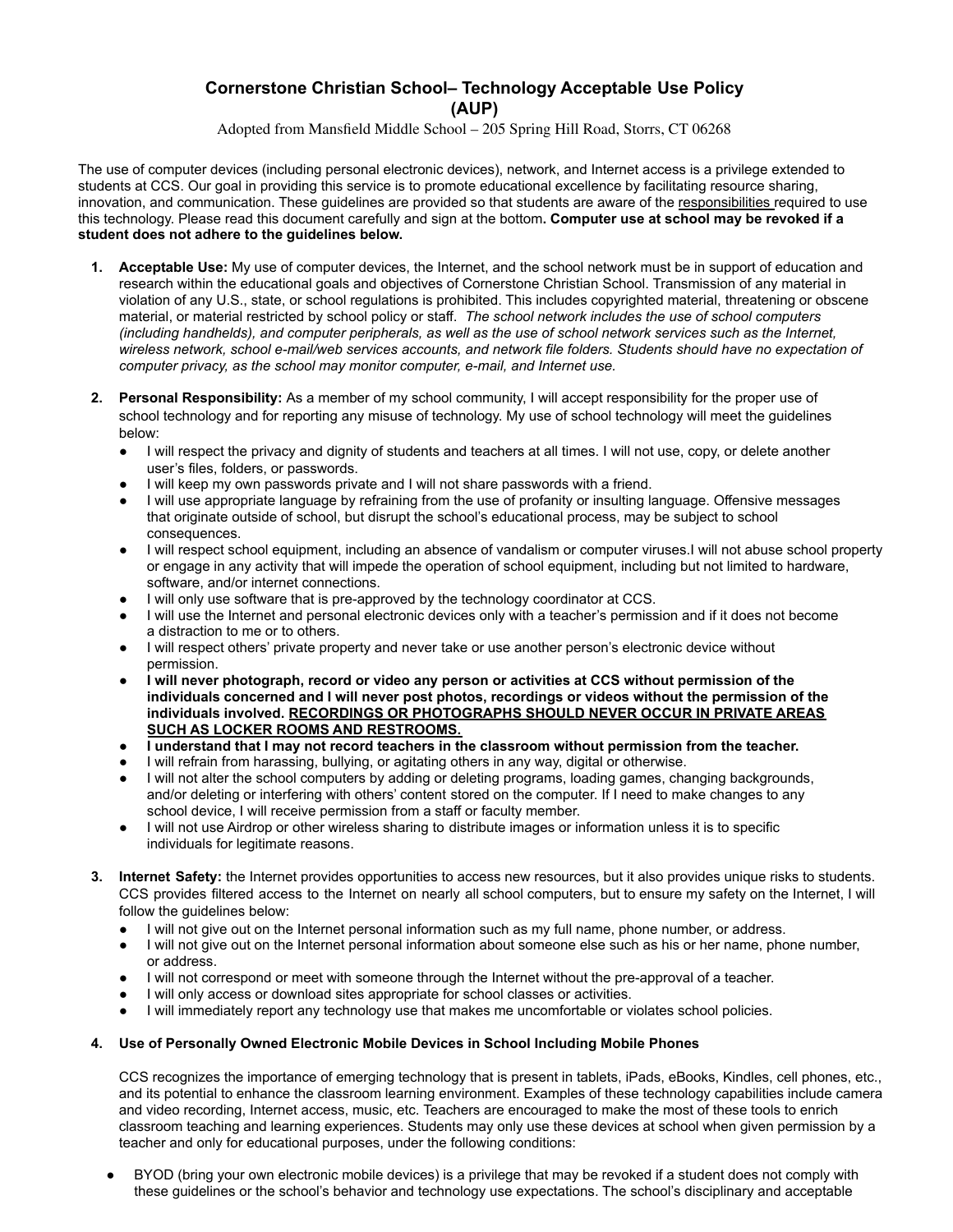# Cornerstone Christian School– Technology Acceptable Use Policy (AUP)

Adopted from Mansfield Middle School – 205 Spring Hill Road, Storrs, CT 06268

The use of computer devices (including personal electronic devices), network, and Internet access is a privilege extended to students at CCS. Our goal in providing this service is to promote educational excellence by facilitating resource sharing, innovation, and communication. These guidelines are provided so that students are aware of the <u>responsibilities</u> required to use this technology. Please read this document carefully and sign at the bottom**. Computer use at school may be revoked if a student does not adhere to the guidelines below.**

1. **Acceptable Use:** My use of computer devices, the Internet, and the school network must be in support of education and research within the educational goals and objectives of Cornerstone Christian School. Transmission of any material in violation of any U.S., state, or school regulations is prohibited. This includes copyrighted material, threatening or obscene material, or material restricted by school policy or staff. *The school network includes the use of school computers (including handhelds), and computer peripherals, as well as the use of school network services such as the Internet, wireless network, school e-mail/web services accounts, and network file folders. Students should have no expectation of computer privacy, as the school may monitor computer, e-mail, and Internet use.*

2. **Personal Responsibility:** As a member of my school community, I will accept responsibility for the proper use of school technology and for reporting any misuse of technology. My use of school technology will meet the guidelines below:
   - I will respect the privacy and dignity of students and teachers at all times. I will not use, copy, or delete another user's files, folders, or passwords.
   - I will keep my own passwords private and I will not share passwords with a friend.
   - I will use appropriate language by refraining from the use of profanity or insulting language. Offensive messages that originate outside of school, but disrupt the school's educational process, may be subject to school consequences.
   - I will respect school equipment, including an absence of vandalism or computer viruses.I will not abuse school property or engage in any activity that will impede the operation of school equipment, including but not limited to hardware, software, and/or internet connections.
   - I will only use software that is pre-approved by the technology coordinator at CCS.
   - I will use the Internet and personal electronic devices only with a teacher's permission and if it does not become a distraction to me or to others.
   - I will respect others' private property and never take or use another person's electronic device without permission.
   - **I will never photograph, record or video any person or activities at CCS without permission of the individuals concerned and I will never post photos, recordings or videos without the permission of the individuals involved. <u>RECORDINGS OR PHOTOGRAPHS SHOULD NEVER OCCUR IN PRIVATE AREAS SUCH AS LOCKER ROOMS AND RESTROOMS.</u>**
   - **I understand that I may not record teachers in the classroom without permission from the teacher.**
   - I will refrain from harassing, bullying, or agitating others in any way, digital or otherwise.
   - I will not alter the school computers by adding or deleting programs, loading games, changing backgrounds, and/or deleting or interfering with others' content stored on the computer. If I need to make changes to any school device, I will receive permission from a staff or faculty member.
   - I will not use Airdrop or other wireless sharing to distribute images or information unless it is to specific individuals for legitimate reasons.

3. **Internet Safety:** the Internet provides opportunities to access new resources, but it also provides unique risks to students. CCS provides filtered access to the Internet on nearly all school computers, but to ensure my safety on the Internet, I will follow the guidelines below:
   - I will not give out on the Internet personal information such as my full name, phone number, or address.
   - I will not give out on the Internet personal information about someone else such as his or her name, phone number, or address.
   - I will not correspond or meet with someone through the Internet without the pre-approval of a teacher.
   - I will only access or download sites appropriate for school classes or activities.
   - I will immediately report any technology use that makes me uncomfortable or violates school policies.

4. **Use of Personally Owned Electronic Mobile Devices in School Including Mobile Phones**

   CCS recognizes the importance of emerging technology that is present in tablets, iPads, eBooks, Kindles, cell phones, etc., and its potential to enhance the classroom learning environment. Examples of these technology capabilities include camera and video recording, Internet access, music, etc. Teachers are encouraged to make the most of these tools to enrich classroom teaching and learning experiences. Students may only use these devices at school when given permission by a teacher and only for educational purposes, under the following conditions:

- BYOD (bring your own electronic mobile devices) is a privilege that may be revoked if a student does not comply with these guidelines or the school's behavior and technology use expectations. The school's disciplinary and acceptable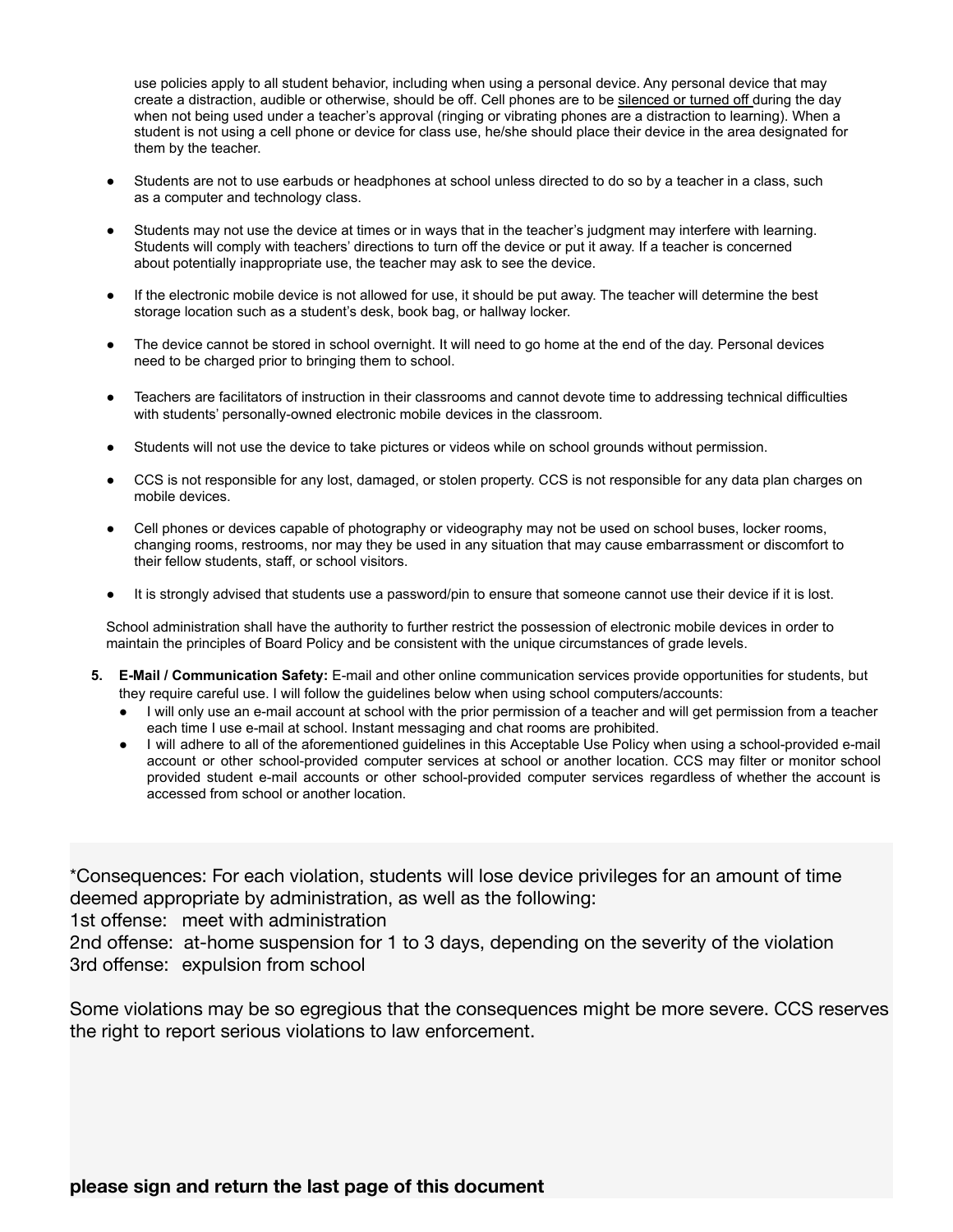use policies apply to all student behavior, including when using a personal device. Any personal device that may create a distraction, audible or otherwise, should be off. Cell phones are to be <u>silenced or turned off</u> during the day when not being used under a teacher's approval (ringing or vibrating phones are a distraction to learning). When a student is not using a cell phone or device for class use, he/she should place their device in the area designated for them by the teacher.

- Students are not to use earbuds or headphones at school unless directed to do so by a teacher in a class, such as a computer and technology class.
- Students may not use the device at times or in ways that in the teacher's judgment may interfere with learning. Students will comply with teachers' directions to turn off the device or put it away. If a teacher is concerned about potentially inappropriate use, the teacher may ask to see the device.
- If the electronic mobile device is not allowed for use, it should be put away. The teacher will determine the best storage location such as a student's desk, book bag, or hallway locker.
- The device cannot be stored in school overnight. It will need to go home at the end of the day. Personal devices need to be charged prior to bringing them to school.
- Teachers are facilitators of instruction in their classrooms and cannot devote time to addressing technical difficulties with students' personally-owned electronic mobile devices in the classroom.
- Students will not use the device to take pictures or videos while on school grounds without permission.
- CCS is not responsible for any lost, damaged, or stolen property. CCS is not responsible for any data plan charges on mobile devices.
- Cell phones or devices capable of photography or videography may not be used on school buses, locker rooms, changing rooms, restrooms, nor may they be used in any situation that may cause embarrassment or discomfort to their fellow students, staff, or school visitors.
- It is strongly advised that students use a password/pin to ensure that someone cannot use their device if it is lost.

School administration shall have the authority to further restrict the possession of electronic mobile devices in order to maintain the principles of Board Policy and be consistent with the unique circumstances of grade levels.

5. **E-Mail / Communication Safety:** E-mail and other online communication services provide opportunities for students, but they require careful use. I will follow the guidelines below when using school computers/accounts:
   - I will only use an e-mail account at school with the prior permission of a teacher and will get permission from a teacher each time I use e-mail at school. Instant messaging and chat rooms are prohibited.
   - I will adhere to all of the aforementioned guidelines in this Acceptable Use Policy when using a school-provided e-mail account or other school-provided computer services at school or another location. CCS may filter or monitor school provided student e-mail accounts or other school-provided computer services regardless of whether the account is accessed from school or another location.

*Consequences: For each violation, students will lose device privileges for an amount of time deemed appropriate by administration, as well as the following:
1st offense: meet with administration
2nd offense: at-home suspension for 1 to 3 days, depending on the severity of the violation
3rd offense: expulsion from school

Some violations may be so egregious that the consequences might be more severe. CCS reserves the right to report serious violations to law enforcement.

**please sign and return the last page of this document**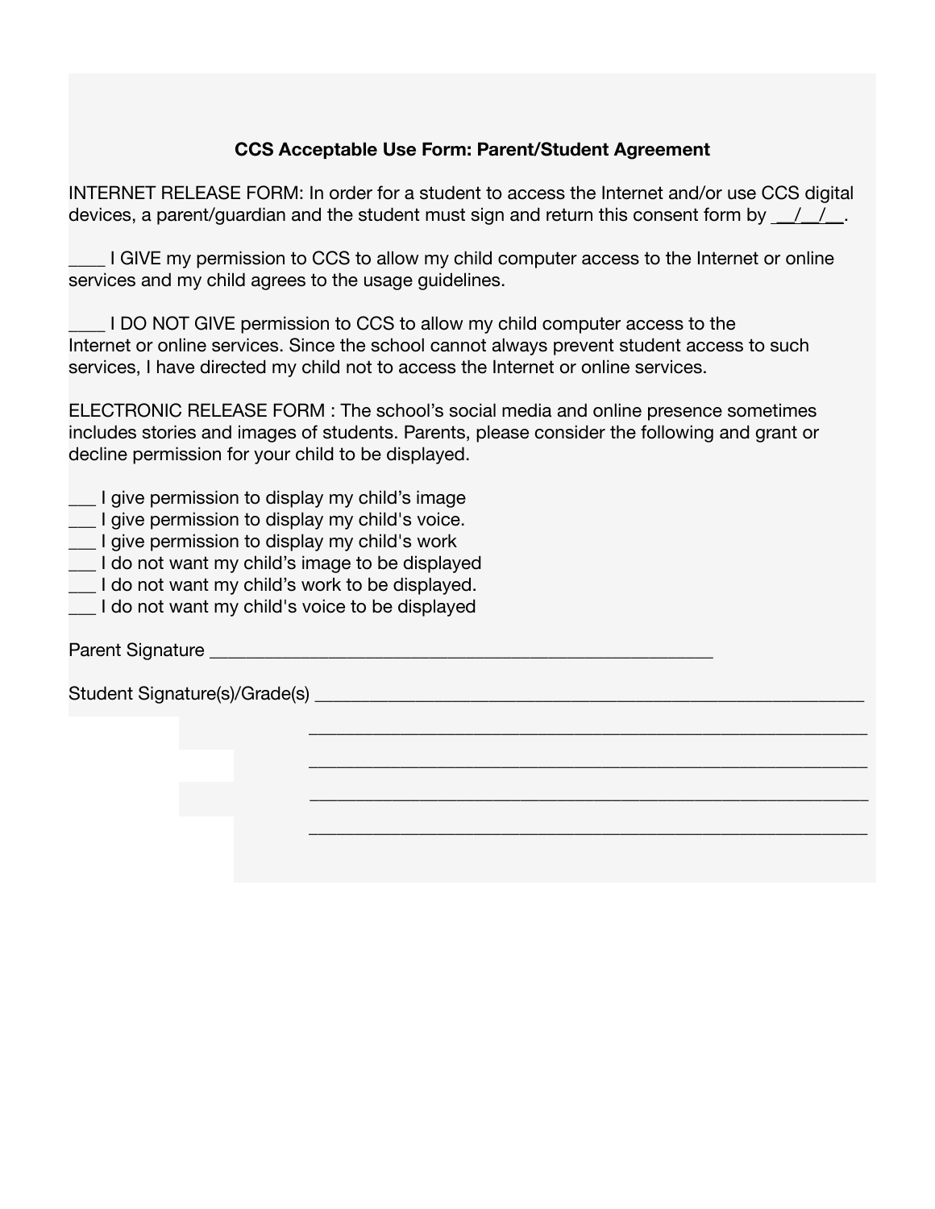**CCS Acceptable Use Form: Parent/Student Agreement**

INTERNET RELEASE FORM: In order for a student to access the Internet and/or use CCS digital devices, a parent/guardian and the student must sign and return this consent form by __/__/__.

____ I GIVE my permission to CCS to allow my child computer access to the Internet or online services and my child agrees to the usage guidelines.

____ I DO NOT GIVE permission to CCS to allow my child computer access to the Internet or online services. Since the school cannot always prevent student access to such services, I have directed my child not to access the Internet or online services.

ELECTRONIC RELEASE FORM : The school's social media and online presence sometimes includes stories and images of students. Parents, please consider the following and grant or decline permission for your child to be displayed.

___ I give permission to display my child's image  
___ I give permission to display my child's voice.  
___ I give permission to display my child's work  
___ I do not want my child's image to be displayed  
___ I do not want my child's work to be displayed.  
___ I do not want my child's voice to be displayed

Parent Signature ______________________________________________________

Student Signature(s)/Grade(s) ___________________________________________________________

___________________________________________________________

___________________________________________________________

___________________________________________________________

___________________________________________________________